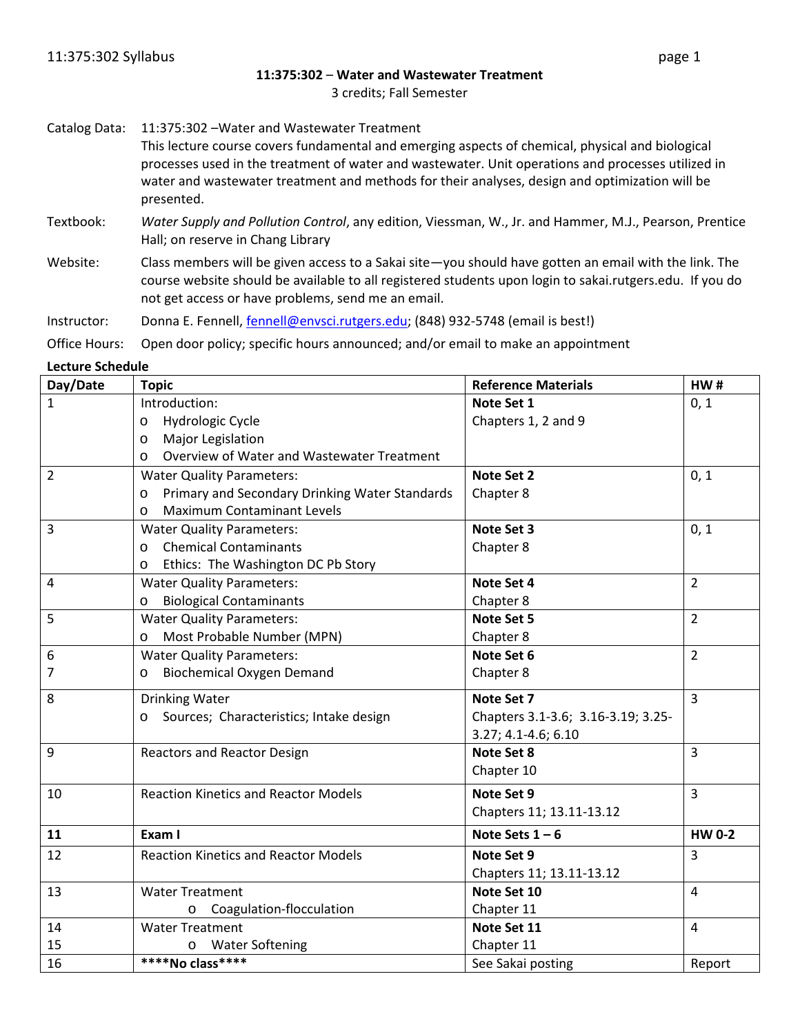**11:375:302 – Water and Wastewater Treatment**
3 credits; Fall Semester

Catalog Data: 11:375:302 –Water and Wastewater Treatment
This lecture course covers fundamental and emerging aspects of chemical, physical and biological processes used in the treatment of water and wastewater. Unit operations and processes utilized in water and wastewater treatment and methods for their analyses, design and optimization will be presented.

Textbook: *Water Supply and Pollution Control*, any edition, Viessman, W., Jr. and Hammer, M.J., Pearson, Prentice Hall; on reserve in Chang Library

Website: Class members will be given access to a Sakai site—you should have gotten an email with the link. The course website should be available to all registered students upon login to sakai.rutgers.edu. If you do not get access or have problems, send me an email.

Instructor: Donna E. Fennell, fennell@envsci.rutgers.edu; (848) 932-5748 (email is best!)

Office Hours: Open door policy; specific hours announced; and/or email to make an appointment

**Lecture Schedule**

| Day/Date | Topic | Reference Materials | HW # |
|---|---|---|---|
| 1 | Introduction:<br>o Hydrologic Cycle<br>o Major Legislation<br>o Overview of Water and Wastewater Treatment | **Note Set 1**<br>Chapters 1, 2 and 9 | 0, 1 |
| 2 | Water Quality Parameters:<br>o Primary and Secondary Drinking Water Standards<br>o Maximum Contaminant Levels | **Note Set 2**<br>Chapter 8 | 0, 1 |
| 3 | Water Quality Parameters:<br>o Chemical Contaminants<br>o Ethics: The Washington DC Pb Story | **Note Set 3**<br>Chapter 8 | 0, 1 |
| 4 | Water Quality Parameters:<br>o Biological Contaminants | **Note Set 4**<br>Chapter 8 | 2 |
| 5 | Water Quality Parameters:<br>o Most Probable Number (MPN) | **Note Set 5**<br>Chapter 8 | 2 |
| 6<br>7 | Water Quality Parameters:<br>o Biochemical Oxygen Demand | **Note Set 6**<br>Chapter 8 | 2 |
| 8 | Drinking Water<br>o Sources; Characteristics; Intake design | **Note Set 7**<br>Chapters 3.1-3.6; 3.16-3.19; 3.25-3.27; 4.1-4.6; 6.10 | 3 |
| 9 | Reactors and Reactor Design | **Note Set 8**<br>Chapter 10 | 3 |
| 10 | Reaction Kinetics and Reactor Models | **Note Set 9**<br>Chapters 11; 13.11-13.12 | 3 |
| **11** | **Exam I** | **Note Sets 1 – 6** | **HW 0-2** |
| 12 | Reaction Kinetics and Reactor Models | **Note Set 9**<br>Chapters 11; 13.11-13.12 | 3 |
| 13 | Water Treatment<br>o Coagulation-flocculation | **Note Set 10**<br>Chapter 11 | 4 |
| 14<br>15 | Water Treatment<br>o Water Softening | **Note Set 11**<br>Chapter 11 | 4 |
| 16 | **\*\*\*\*No class\*\*\*\*** | See Sakai posting | Report |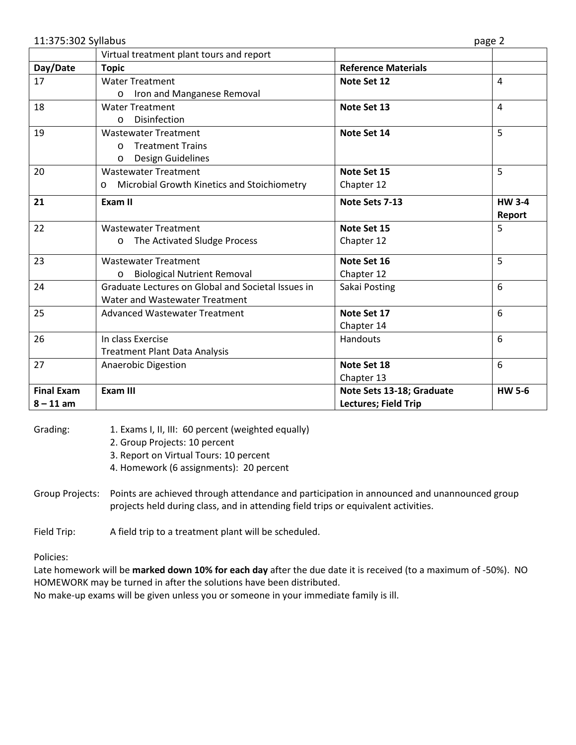| | Virtual treatment plant tours and report | | |
|---|---|---|---|
| **Day/Date** | **Topic** | **Reference Materials** | |
| 17 | Water Treatment<br>o Iron and Manganese Removal | **Note Set 12** | 4 |
| 18 | Water Treatment<br>o Disinfection | **Note Set 13** | 4 |
| 19 | Wastewater Treatment<br>o Treatment Trains<br>o Design Guidelines | **Note Set 14** | 5 |
| 20 | Wastewater Treatment<br>o Microbial Growth Kinetics and Stoichiometry | **Note Set 15**<br>Chapter 12 | 5 |
| **21** | **Exam II** | **Note Sets 7-13** | **HW 3-4 Report** |
| 22 | Wastewater Treatment<br>o The Activated Sludge Process | **Note Set 15**<br>Chapter 12 | 5 |
| 23 | Wastewater Treatment<br>o Biological Nutrient Removal | **Note Set 16**<br>Chapter 12 | 5 |
| 24 | Graduate Lectures on Global and Societal Issues in Water and Wastewater Treatment | Sakai Posting | 6 |
| 25 | Advanced Wastewater Treatment | **Note Set 17**<br>Chapter 14 | 6 |
| 26 | In class Exercise<br>Treatment Plant Data Analysis | Handouts | 6 |
| 27 | Anaerobic Digestion | **Note Set 18**<br>Chapter 13 | 6 |
| **Final Exam 8 – 11 am** | **Exam III** | **Note Sets 13-18; Graduate Lectures; Field Trip** | **HW 5-6** |

Grading:
1. Exams I, II, III: 60 percent (weighted equally)
2. Group Projects: 10 percent
3. Report on Virtual Tours: 10 percent
4. Homework (6 assignments): 20 percent

Group Projects: Points are achieved through attendance and participation in announced and unannounced group projects held during class, and in attending field trips or equivalent activities.

Field Trip: A field trip to a treatment plant will be scheduled.

Policies:

Late homework will be **marked down 10% for each day** after the due date it is received (to a maximum of -50%). NO HOMEWORK may be turned in after the solutions have been distributed.

No make-up exams will be given unless you or someone in your immediate family is ill.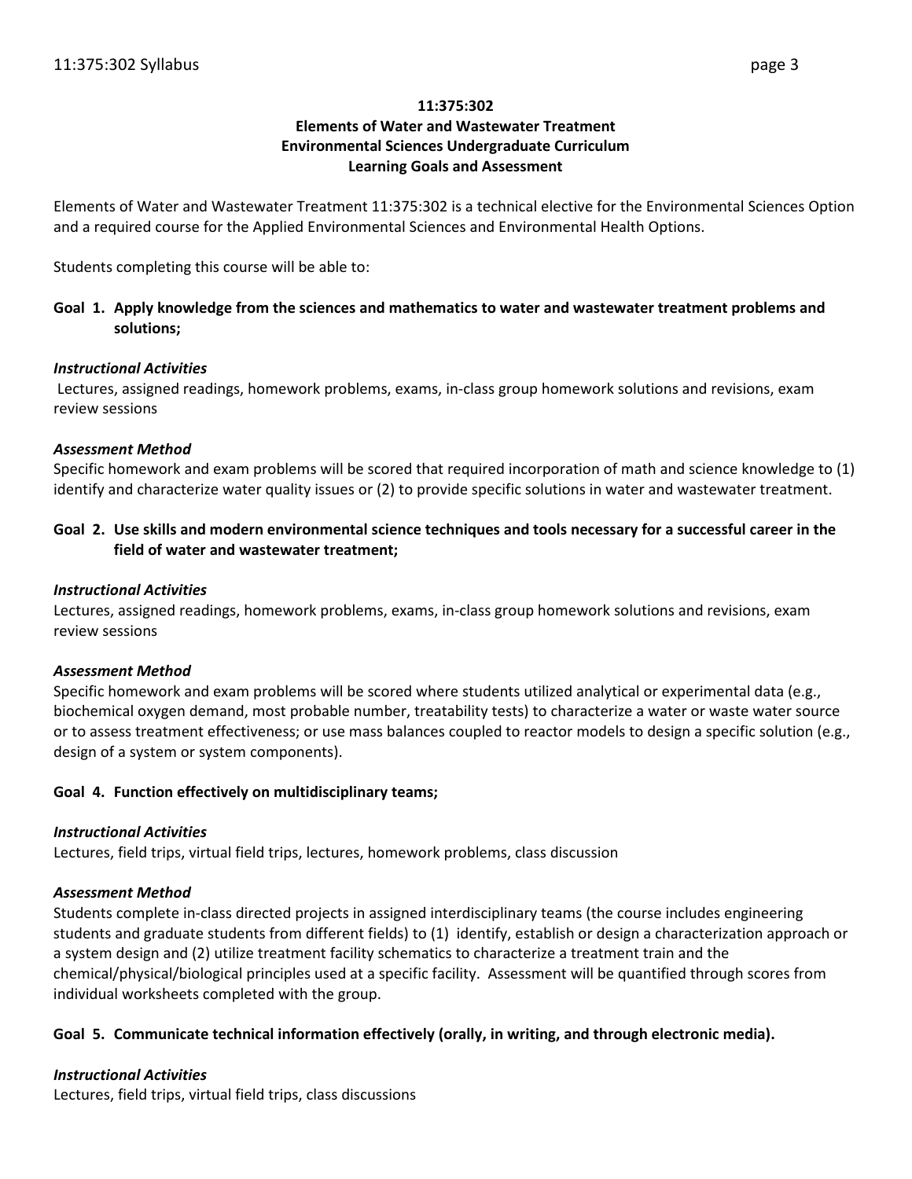**11:375:302**
**Elements of Water and Wastewater Treatment**
**Environmental Sciences Undergraduate Curriculum**
**Learning Goals and Assessment**

Elements of Water and Wastewater Treatment 11:375:302 is a technical elective for the Environmental Sciences Option and a required course for the Applied Environmental Sciences and Environmental Health Options.

Students completing this course will be able to:

**Goal 1. Apply knowledge from the sciences and mathematics to water and wastewater treatment problems and solutions;**

***Instructional Activities***

Lectures, assigned readings, homework problems, exams, in-class group homework solutions and revisions, exam review sessions

***Assessment Method***

Specific homework and exam problems will be scored that required incorporation of math and science knowledge to (1) identify and characterize water quality issues or (2) to provide specific solutions in water and wastewater treatment.

**Goal 2. Use skills and modern environmental science techniques and tools necessary for a successful career in the field of water and wastewater treatment;**

***Instructional Activities***

Lectures, assigned readings, homework problems, exams, in-class group homework solutions and revisions, exam review sessions

***Assessment Method***

Specific homework and exam problems will be scored where students utilized analytical or experimental data (e.g., biochemical oxygen demand, most probable number, treatability tests) to characterize a water or waste water source or to assess treatment effectiveness; or use mass balances coupled to reactor models to design a specific solution (e.g., design of a system or system components).

**Goal 4. Function effectively on multidisciplinary teams;**

***Instructional Activities***

Lectures, field trips, virtual field trips, lectures, homework problems, class discussion

***Assessment Method***

Students complete in-class directed projects in assigned interdisciplinary teams (the course includes engineering students and graduate students from different fields) to (1) identify, establish or design a characterization approach or a system design and (2) utilize treatment facility schematics to characterize a treatment train and the chemical/physical/biological principles used at a specific facility. Assessment will be quantified through scores from individual worksheets completed with the group.

**Goal 5. Communicate technical information effectively (orally, in writing, and through electronic media).**

***Instructional Activities***

Lectures, field trips, virtual field trips, class discussions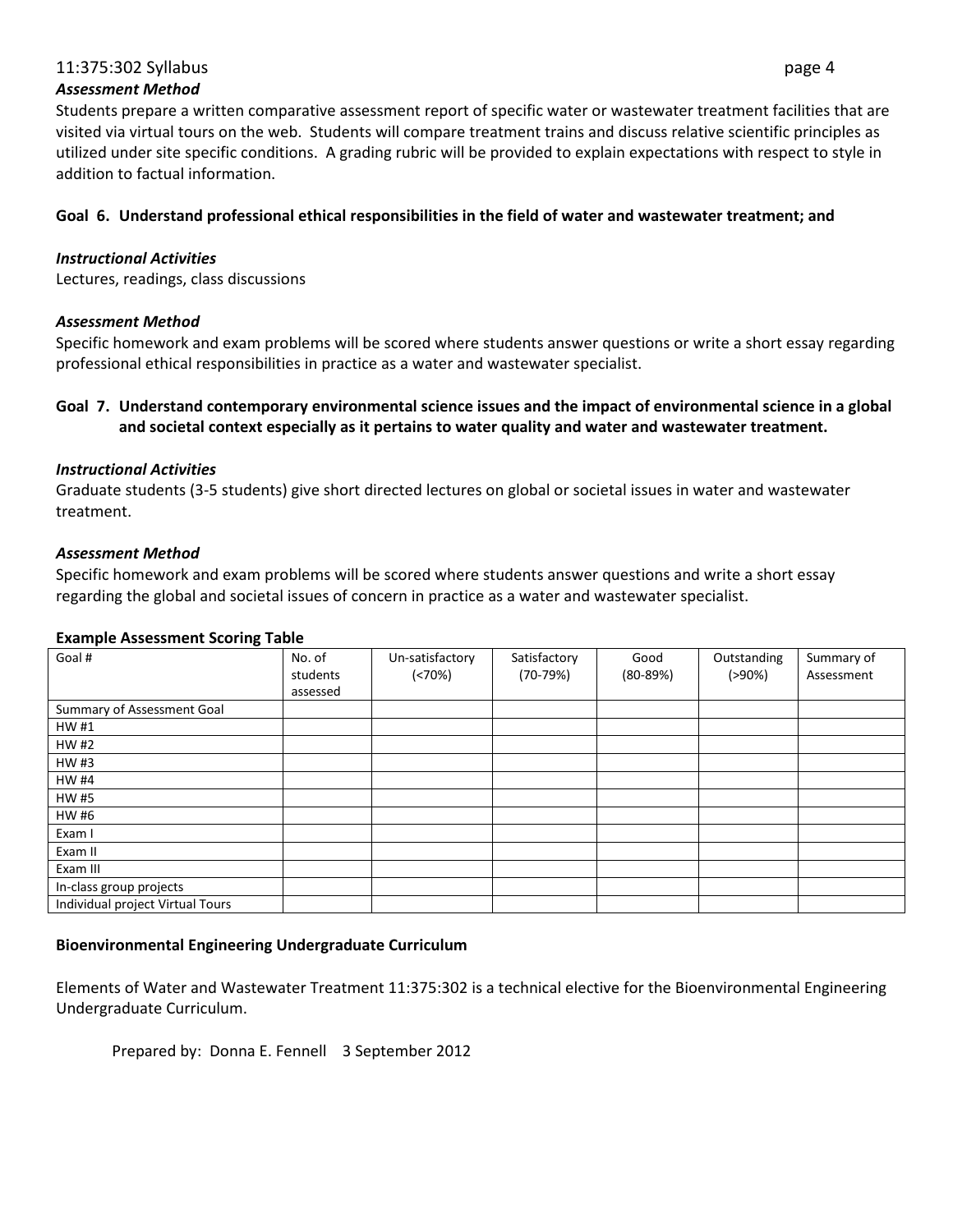### *Assessment Method*

Students prepare a written comparative assessment report of specific water or wastewater treatment facilities that are visited via virtual tours on the web. Students will compare treatment trains and discuss relative scientific principles as utilized under site specific conditions. A grading rubric will be provided to explain expectations with respect to style in addition to factual information.

**Goal 6. Understand professional ethical responsibilities in the field of water and wastewater treatment; and**

### *Instructional Activities*

Lectures, readings, class discussions

### *Assessment Method*

Specific homework and exam problems will be scored where students answer questions or write a short essay regarding professional ethical responsibilities in practice as a water and wastewater specialist.

**Goal 7. Understand contemporary environmental science issues and the impact of environmental science in a global and societal context especially as it pertains to water quality and water and wastewater treatment.**

### *Instructional Activities*

Graduate students (3-5 students) give short directed lectures on global or societal issues in water and wastewater treatment.

### *Assessment Method*

Specific homework and exam problems will be scored where students answer questions and write a short essay regarding the global and societal issues of concern in practice as a water and wastewater specialist.

**Example Assessment Scoring Table**

| Goal # | No. of students assessed | Un-satisfactory (<70%) | Satisfactory (70-79%) | Good (80-89%) | Outstanding (>90%) | Summary of Assessment |
|---|---|---|---|---|---|---|
| Summary of Assessment Goal | | | | | | |
| HW #1 | | | | | | |
| HW #2 | | | | | | |
| HW #3 | | | | | | |
| HW #4 | | | | | | |
| HW #5 | | | | | | |
| HW #6 | | | | | | |
| Exam I | | | | | | |
| Exam II | | | | | | |
| Exam III | | | | | | |
| In-class group projects | | | | | | |
| Individual project Virtual Tours | | | | | | |

**Bioenvironmental Engineering Undergraduate Curriculum**

Elements of Water and Wastewater Treatment 11:375:302 is a technical elective for the Bioenvironmental Engineering Undergraduate Curriculum.

Prepared by: Donna E. Fennell 3 September 2012